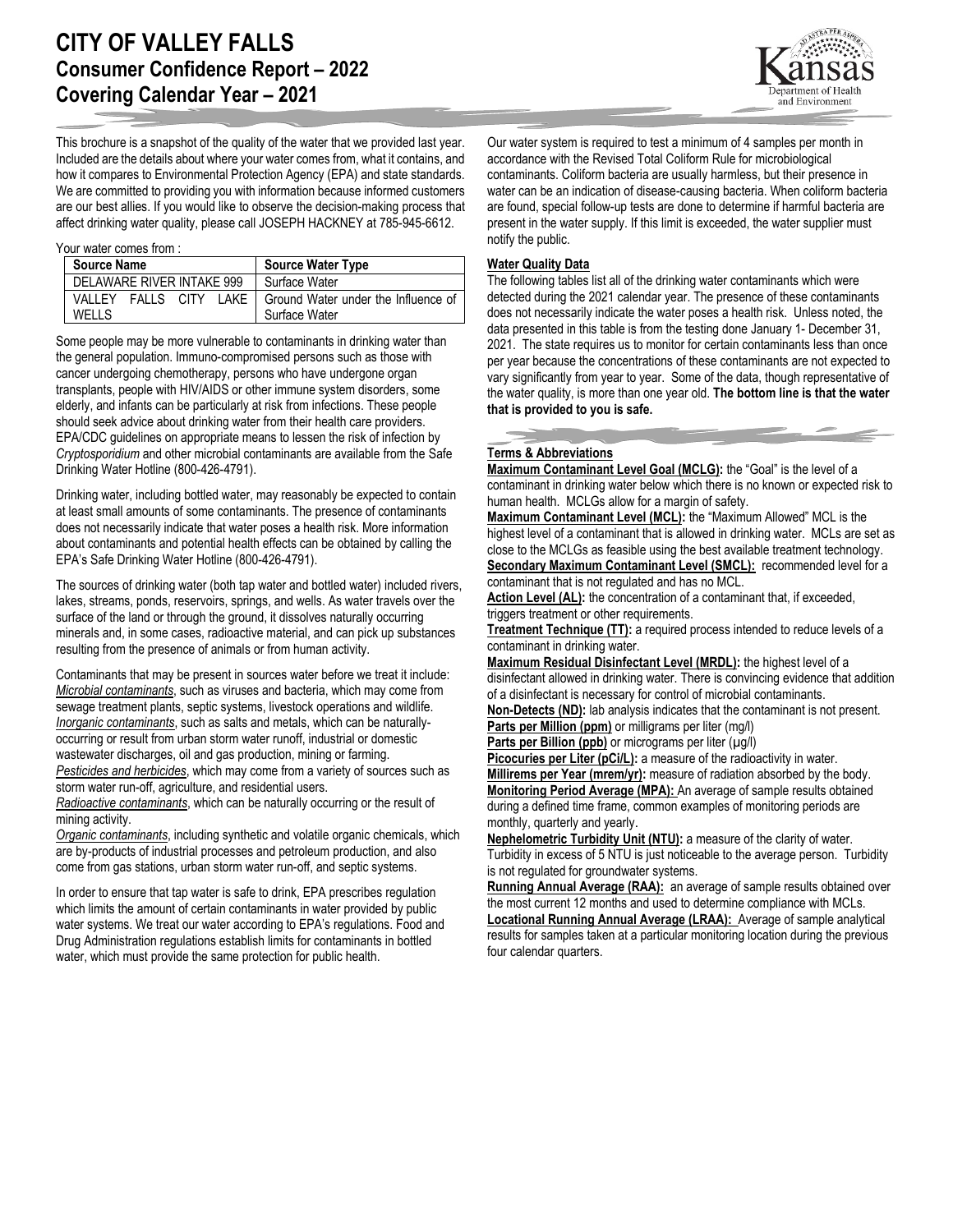# CITY OF VALLEY FALLS
## Consumer Confidence Report – 2022
## Covering Calendar Year – 2021

This brochure is a snapshot of the quality of the water that we provided last year. Included are the details about where your water comes from, what it contains, and how it compares to Environmental Protection Agency (EPA) and state standards. We are committed to providing you with information because informed customers are our best allies. If you would like to observe the decision-making process that affect drinking water quality, please call JOSEPH HACKNEY at 785-945-6612.

Your water comes from :

| Source Name | Source Water Type |
|---|---|
| DELAWARE RIVER INTAKE 999 | Surface Water |
| VALLEY FALLS CITY LAKE WELLS | Ground Water under the Influence of Surface Water |

Some people may be more vulnerable to contaminants in drinking water than the general population. Immuno-compromised persons such as those with cancer undergoing chemotherapy, persons who have undergone organ transplants, people with HIV/AIDS or other immune system disorders, some elderly, and infants can be particularly at risk from infections. These people should seek advice about drinking water from their health care providers. EPA/CDC guidelines on appropriate means to lessen the risk of infection by *Cryptosporidium* and other microbial contaminants are available from the Safe Drinking Water Hotline (800-426-4791).

Drinking water, including bottled water, may reasonably be expected to contain at least small amounts of some contaminants. The presence of contaminants does not necessarily indicate that water poses a health risk. More information about contaminants and potential health effects can be obtained by calling the EPA's Safe Drinking Water Hotline (800-426-4791).

The sources of drinking water (both tap water and bottled water) included rivers, lakes, streams, ponds, reservoirs, springs, and wells. As water travels over the surface of the land or through the ground, it dissolves naturally occurring minerals and, in some cases, radioactive material, and can pick up substances resulting from the presence of animals or from human activity.

Contaminants that may be present in sources water before we treat it include:
*Microbial contaminants*, such as viruses and bacteria, which may come from sewage treatment plants, septic systems, livestock operations and wildlife.
*Inorganic contaminants*, such as salts and metals, which can be naturally-occurring or result from urban storm water runoff, industrial or domestic wastewater discharges, oil and gas production, mining or farming.
*Pesticides and herbicides*, which may come from a variety of sources such as storm water run-off, agriculture, and residential users.
*Radioactive contaminants*, which can be naturally occurring or the result of mining activity.
*Organic contaminants*, including synthetic and volatile organic chemicals, which are by-products of industrial processes and petroleum production, and also come from gas stations, urban storm water run-off, and septic systems.

In order to ensure that tap water is safe to drink, EPA prescribes regulation which limits the amount of certain contaminants in water provided by public water systems. We treat our water according to EPA's regulations. Food and Drug Administration regulations establish limits for contaminants in bottled water, which must provide the same protection for public health.

Our water system is required to test a minimum of 4 samples per month in accordance with the Revised Total Coliform Rule for microbiological contaminants. Coliform bacteria are usually harmless, but their presence in water can be an indication of disease-causing bacteria. When coliform bacteria are found, special follow-up tests are done to determine if harmful bacteria are present in the water supply. If this limit is exceeded, the water supplier must notify the public.

**Water Quality Data**

The following tables list all of the drinking water contaminants which were detected during the 2021 calendar year. The presence of these contaminants does not necessarily indicate the water poses a health risk. Unless noted, the data presented in this table is from the testing done January 1- December 31, 2021. The state requires us to monitor for certain contaminants less than once per year because the concentrations of these contaminants are not expected to vary significantly from year to year. Some of the data, though representative of the water quality, is more than one year old. **The bottom line is that the water that is provided to you is safe.**

**Terms & Abbreviations**

**Maximum Contaminant Level Goal (MCLG):** the "Goal" is the level of a contaminant in drinking water below which there is no known or expected risk to human health. MCLGs allow for a margin of safety.
**Maximum Contaminant Level (MCL):** the "Maximum Allowed" MCL is the highest level of a contaminant that is allowed in drinking water. MCLs are set as close to the MCLGs as feasible using the best available treatment technology.
**Secondary Maximum Contaminant Level (SMCL):** recommended level for a contaminant that is not regulated and has no MCL.
**Action Level (AL):** the concentration of a contaminant that, if exceeded, triggers treatment or other requirements.
**Treatment Technique (TT):** a required process intended to reduce levels of a contaminant in drinking water.
**Maximum Residual Disinfectant Level (MRDL):** the highest level of a disinfectant allowed in drinking water. There is convincing evidence that addition of a disinfectant is necessary for control of microbial contaminants.
**Non-Detects (ND):** lab analysis indicates that the contaminant is not present.
**Parts per Million (ppm)** or milligrams per liter (mg/l)
**Parts per Billion (ppb)** or micrograms per liter (µg/l)
**Picocuries per Liter (pCi/L):** a measure of the radioactivity in water.
**Millirems per Year (mrem/yr):** measure of radiation absorbed by the body.
**Monitoring Period Average (MPA):** An average of sample results obtained during a defined time frame, common examples of monitoring periods are monthly, quarterly and yearly.
**Nephelometric Turbidity Unit (NTU):** a measure of the clarity of water. Turbidity in excess of 5 NTU is just noticeable to the average person. Turbidity is not regulated for groundwater systems.
**Running Annual Average (RAA):** an average of sample results obtained over the most current 12 months and used to determine compliance with MCLs.
**Locational Running Annual Average (LRAA):** Average of sample analytical results for samples taken at a particular monitoring location during the previous four calendar quarters.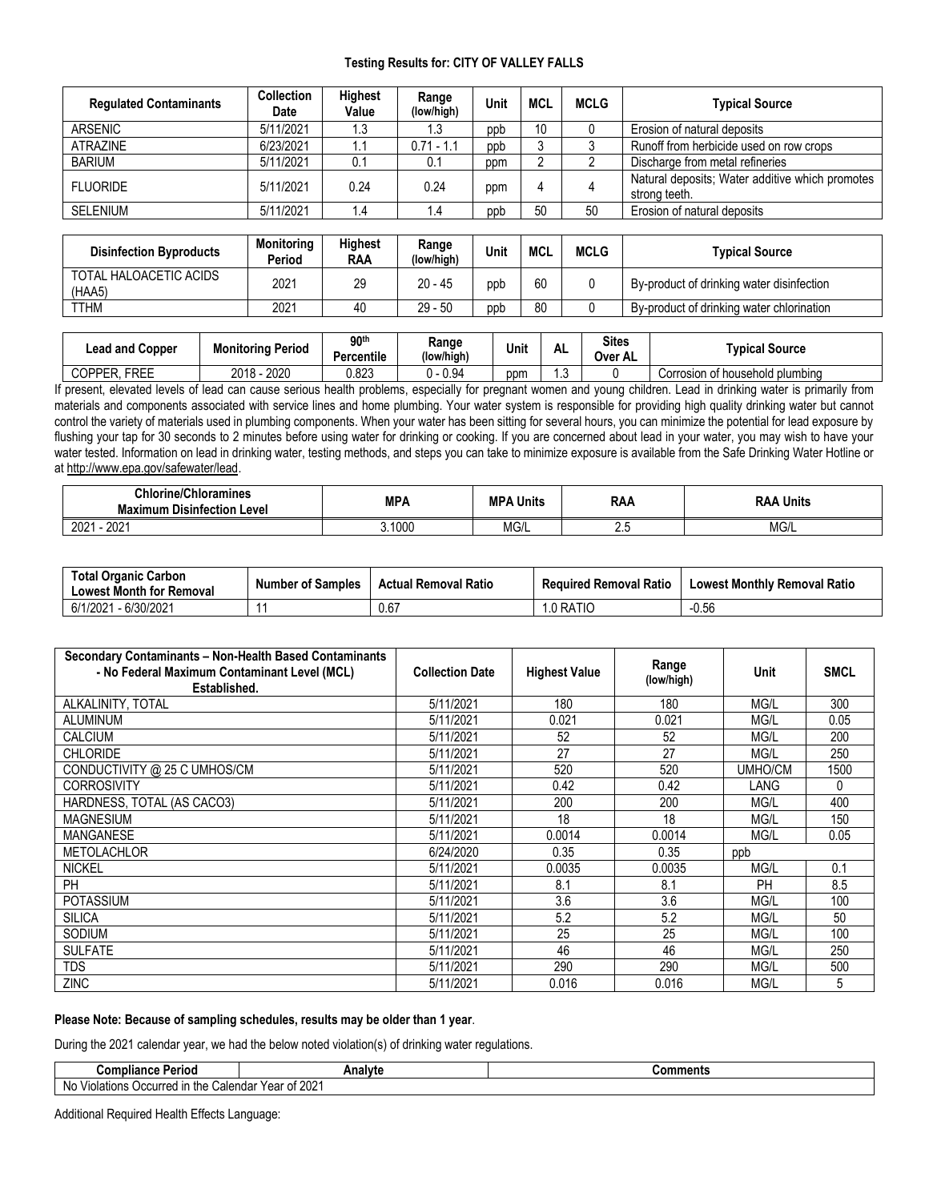**Testing Results for: CITY OF VALLEY FALLS**

| Regulated Contaminants | Collection Date | Highest Value | Range (low/high) | Unit | MCL | MCLG | Typical Source |
|---|---|---|---|---|---|---|---|
| ARSENIC | 5/11/2021 | 1.3 | 1.3 | ppb | 10 | 0 | Erosion of natural deposits |
| ATRAZINE | 6/23/2021 | 1.1 | 0.71 - 1.1 | ppb | 3 | 3 | Runoff from herbicide used on row crops |
| BARIUM | 5/11/2021 | 0.1 | 0.1 | ppm | 2 | 2 | Discharge from metal refineries |
| FLUORIDE | 5/11/2021 | 0.24 | 0.24 | ppm | 4 | 4 | Natural deposits; Water additive which promotes strong teeth. |
| SELENIUM | 5/11/2021 | 1.4 | 1.4 | ppb | 50 | 50 | Erosion of natural deposits |

| Disinfection Byproducts | Monitoring Period | Highest RAA | Range (low/high) | Unit | MCL | MCLG | Typical Source |
|---|---|---|---|---|---|---|---|
| TOTAL HALOACETIC ACIDS (HAA5) | 2021 | 29 | 20 - 45 | ppb | 60 | 0 | By-product of drinking water disinfection |
| TTHM | 2021 | 40 | 29 - 50 | ppb | 80 | 0 | By-product of drinking water chlorination |

| Lead and Copper | Monitoring Period | 90th Percentile | Range (low/high) | Unit | AL | Sites Over AL | Typical Source |
|---|---|---|---|---|---|---|---|
| COPPER, FREE | 2018 - 2020 | 0.823 | 0 - 0.94 | ppm | 1.3 | 0 | Corrosion of household plumbing |

If present, elevated levels of lead can cause serious health problems, especially for pregnant women and young children. Lead in drinking water is primarily from materials and components associated with service lines and home plumbing. Your water system is responsible for providing high quality drinking water but cannot control the variety of materials used in plumbing components. When your water has been sitting for several hours, you can minimize the potential for lead exposure by flushing your tap for 30 seconds to 2 minutes before using water for drinking or cooking. If you are concerned about lead in your water, you may wish to have your water tested. Information on lead in drinking water, testing methods, and steps you can take to minimize exposure is available from the Safe Drinking Water Hotline or at http://www.epa.gov/safewater/lead.

| Chlorine/Chloramines Maximum Disinfection Level | MPA | MPA Units | RAA | RAA Units |
|---|---|---|---|---|
| 2021 - 2021 | 3.1000 | MG/L | 2.5 | MG/L |

| Total Organic Carbon Lowest Month for Removal | Number of Samples | Actual Removal Ratio | Required Removal Ratio | Lowest Monthly Removal Ratio |
|---|---|---|---|---|
| 6/1/2021 - 6/30/2021 | 11 | 0.67 | 1.0 RATIO | -0.56 |

| Secondary Contaminants – Non-Health Based Contaminants - No Federal Maximum Contaminant Level (MCL) Established. | Collection Date | Highest Value | Range (low/high) | Unit | SMCL |
|---|---|---|---|---|---|
| ALKALINITY, TOTAL | 5/11/2021 | 180 | 180 | MG/L | 300 |
| ALUMINUM | 5/11/2021 | 0.021 | 0.021 | MG/L | 0.05 |
| CALCIUM | 5/11/2021 | 52 | 52 | MG/L | 200 |
| CHLORIDE | 5/11/2021 | 27 | 27 | MG/L | 250 |
| CONDUCTIVITY @ 25 C UMHOS/CM | 5/11/2021 | 520 | 520 | UMHO/CM | 1500 |
| CORROSIVITY | 5/11/2021 | 0.42 | 0.42 | LANG | 0 |
| HARDNESS, TOTAL (AS CACO3) | 5/11/2021 | 200 | 200 | MG/L | 400 |
| MAGNESIUM | 5/11/2021 | 18 | 18 | MG/L | 150 |
| MANGANESE | 5/11/2021 | 0.0014 | 0.0014 | MG/L | 0.05 |
| METOLACHLOR | 6/24/2020 | 0.35 | 0.35 | ppb | |
| NICKEL | 5/11/2021 | 0.0035 | 0.0035 | MG/L | 0.1 |
| PH | 5/11/2021 | 8.1 | 8.1 | PH | 8.5 |
| POTASSIUM | 5/11/2021 | 3.6 | 3.6 | MG/L | 100 |
| SILICA | 5/11/2021 | 5.2 | 5.2 | MG/L | 50 |
| SODIUM | 5/11/2021 | 25 | 25 | MG/L | 100 |
| SULFATE | 5/11/2021 | 46 | 46 | MG/L | 250 |
| TDS | 5/11/2021 | 290 | 290 | MG/L | 500 |
| ZINC | 5/11/2021 | 0.016 | 0.016 | MG/L | 5 |

**Please Note: Because of sampling schedules, results may be older than 1 year**.

During the 2021 calendar year, we had the below noted violation(s) of drinking water regulations.

| Compliance Period | Analyte | Comments |
|---|---|---|
| No Violations Occurred in the Calendar Year of 2021 | | |

Additional Required Health Effects Language: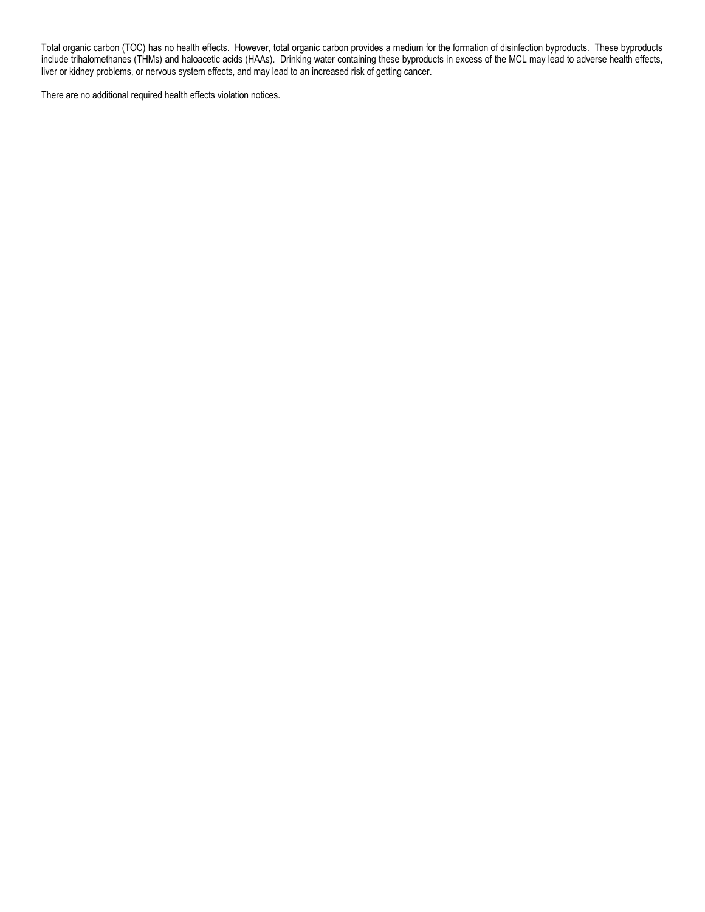Total organic carbon (TOC) has no health effects. However, total organic carbon provides a medium for the formation of disinfection byproducts. These byproducts include trihalomethanes (THMs) and haloacetic acids (HAAs). Drinking water containing these byproducts in excess of the MCL may lead to adverse health effects, liver or kidney problems, or nervous system effects, and may lead to an increased risk of getting cancer.

There are no additional required health effects violation notices.